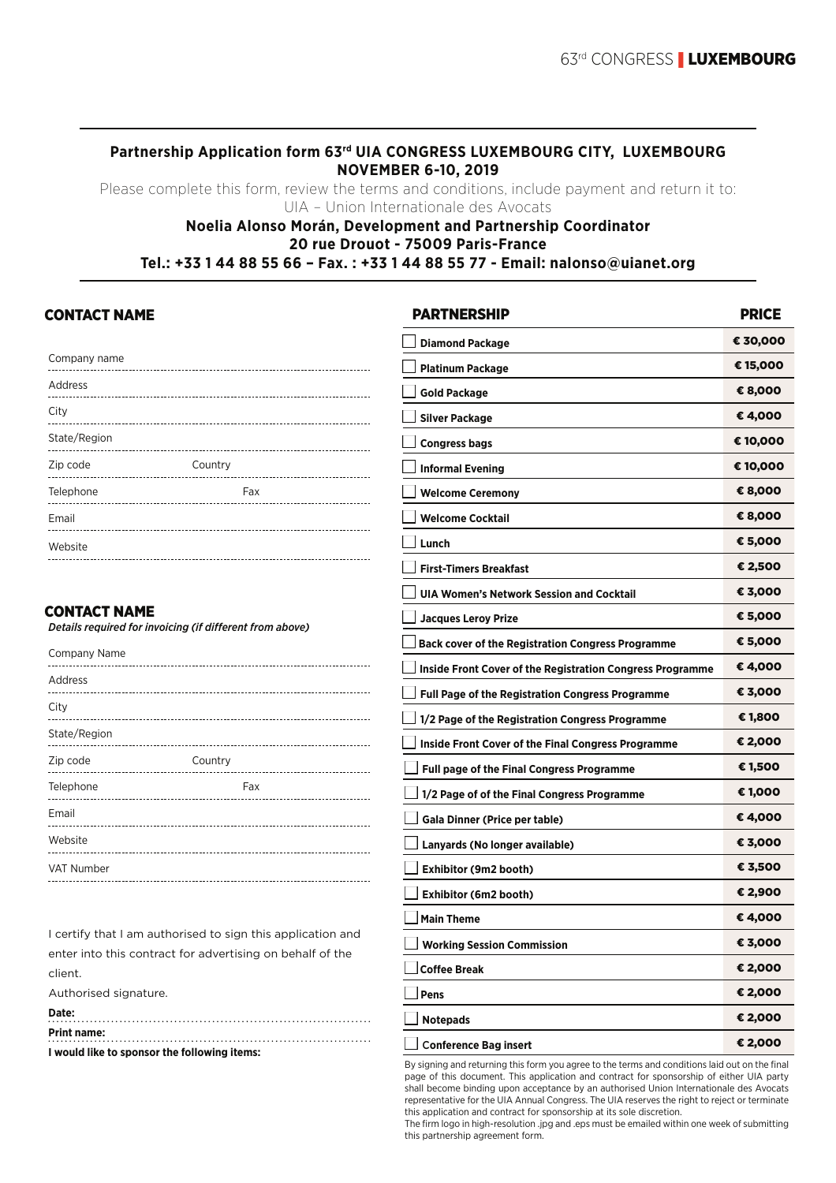## Partnership Application form 63rd UIA CONGRESS LUXEMBOURG CITY, LUXEMBOURG NOVEMBER 6-10, 2019

Please complete this form, review the terms and conditions, include payment and return it to:
UIA – Union Internationale des Avocats

**Noelia Alonso Morán, Development and Partnership Coordinator**
**20 rue Drouot - 75009 Paris-France**
**Tel.: +33 1 44 88 55 66 – Fax. : +33 1 44 88 55 77 - Email: nalonso@uianet.org**

### CONTACT NAME

Company name

Address

City

State/Region

Zip code　　Country

Telephone　　Fax

Email

Website

### CONTACT NAME

*Details required for invoicing (if different from above)*

Company Name

Address

City

State/Region

Zip code　　Country

Telephone　　Fax

Email

Website

VAT Number

I certify that I am authorised to sign this application and enter into this contract for advertising on behalf of the client.

Authorised signature.

**Date:**

**Print name:**

**I would like to sponsor the following items:**

| PARTNERSHIP | PRICE |
|---|---|
| ☐ **Diamond Package** | **€ 30,000** |
| ☐ **Platinum Package** | **€ 15,000** |
| ☐ **Gold Package** | **€ 8,000** |
| ☐ **Silver Package** | **€ 4,000** |
| ☐ **Congress bags** | **€ 10,000** |
| ☐ **Informal Evening** | **€ 10,000** |
| ☐ **Welcome Ceremony** | **€ 8,000** |
| ☐ **Welcome Cocktail** | **€ 8,000** |
| ☐ **Lunch** | **€ 5,000** |
| ☐ **First-Timers Breakfast** | **€ 2,500** |
| ☐ **UIA Women's Network Session and Cocktail** | **€ 3,000** |
| ☐ **Jacques Leroy Prize** | **€ 5,000** |
| ☐ **Back cover of the Registration Congress Programme** | **€ 5,000** |
| ☐ **Inside Front Cover of the Registration Congress Programme** | **€ 4,000** |
| ☐ **Full Page of the Registration Congress Programme** | **€ 3,000** |
| ☐ **1/2 Page of the Registration Congress Programme** | **€ 1,800** |
| ☐ **Inside Front Cover of the Final Congress Programme** | **€ 2,000** |
| ☐ **Full page of the Final Congress Programme** | **€ 1,500** |
| ☐ **1/2 Page of of the Final Congress Programme** | **€ 1,000** |
| ☐ **Gala Dinner (Price per table)** | **€ 4,000** |
| ☐ **Lanyards (No longer available)** | **€ 3,000** |
| ☐ **Exhibitor (9m2 booth)** | **€ 3,500** |
| ☐ **Exhibitor (6m2 booth)** | **€ 2,900** |
| ☐ **Main Theme** | **€ 4,000** |
| ☐ **Working Session Commission** | **€ 3,000** |
| ☐ **Coffee Break** | **€ 2,000** |
| ☐ **Pens** | **€ 2,000** |
| ☐ **Notepads** | **€ 2,000** |
| ☐ **Conference Bag insert** | **€ 2,000** |

By signing and returning this form you agree to the terms and conditions laid out on the final page of this document. This application and contract for sponsorship of either UIA party shall become binding upon acceptance by an authorised Union Internationale des Avocats representative for the UIA Annual Congress. The UIA reserves the right to reject or terminate this application and contract for sponsorship at its sole discretion.
The firm logo in high-resolution .jpg and .eps must be emailed within one week of submitting this partnership agreement form.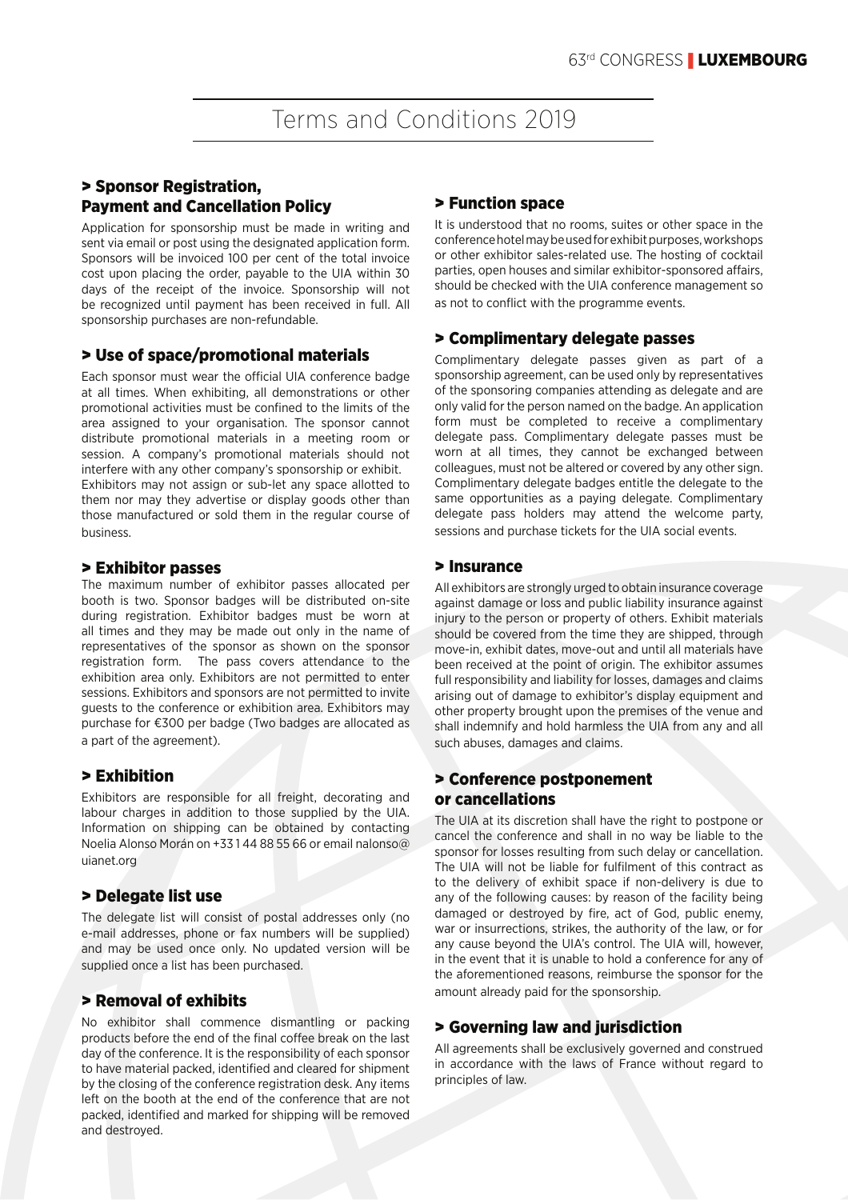# Terms and Conditions 2019

## > Sponsor Registration, Payment and Cancellation Policy

Application for sponsorship must be made in writing and sent via email or post using the designated application form. Sponsors will be invoiced 100 per cent of the total invoice cost upon placing the order, payable to the UIA within 30 days of the receipt of the invoice. Sponsorship will not be recognized until payment has been received in full. All sponsorship purchases are non-refundable.

## > Use of space/promotional materials

Each sponsor must wear the official UIA conference badge at all times. When exhibiting, all demonstrations or other promotional activities must be confined to the limits of the area assigned to your organisation. The sponsor cannot distribute promotional materials in a meeting room or session. A company's promotional materials should not interfere with any other company's sponsorship or exhibit.
Exhibitors may not assign or sub-let any space allotted to them nor may they advertise or display goods other than those manufactured or sold them in the regular course of business.

## > Exhibitor passes

The maximum number of exhibitor passes allocated per booth is two. Sponsor badges will be distributed on-site during registration. Exhibitor badges must be worn at all times and they may be made out only in the name of representatives of the sponsor as shown on the sponsor registration form. The pass covers attendance to the exhibition area only. Exhibitors are not permitted to enter sessions. Exhibitors and sponsors are not permitted to invite guests to the conference or exhibition area. Exhibitors may purchase for €300 per badge (Two badges are allocated as a part of the agreement).

## > Exhibition

Exhibitors are responsible for all freight, decorating and labour charges in addition to those supplied by the UIA. Information on shipping can be obtained by contacting Noelia Alonso Morán on +33 1 44 88 55 66 or email nalonso@uianet.org

## > Delegate list use

The delegate list will consist of postal addresses only (no e-mail addresses, phone or fax numbers will be supplied) and may be used once only. No updated version will be supplied once a list has been purchased.

## > Removal of exhibits

No exhibitor shall commence dismantling or packing products before the end of the final coffee break on the last day of the conference. It is the responsibility of each sponsor to have material packed, identified and cleared for shipment by the closing of the conference registration desk. Any items left on the booth at the end of the conference that are not packed, identified and marked for shipping will be removed and destroyed.

## > Function space

It is understood that no rooms, suites or other space in the conference hotel may be used for exhibit purposes, workshops or other exhibitor sales-related use. The hosting of cocktail parties, open houses and similar exhibitor-sponsored affairs, should be checked with the UIA conference management so as not to conflict with the programme events.

## > Complimentary delegate passes

Complimentary delegate passes given as part of a sponsorship agreement, can be used only by representatives of the sponsoring companies attending as delegate and are only valid for the person named on the badge. An application form must be completed to receive a complimentary delegate pass. Complimentary delegate passes must be worn at all times, they cannot be exchanged between colleagues, must not be altered or covered by any other sign. Complimentary delegate badges entitle the delegate to the same opportunities as a paying delegate. Complimentary delegate pass holders may attend the welcome party, sessions and purchase tickets for the UIA social events.

## > Insurance

All exhibitors are strongly urged to obtain insurance coverage against damage or loss and public liability insurance against injury to the person or property of others. Exhibit materials should be covered from the time they are shipped, through move-in, exhibit dates, move-out and until all materials have been received at the point of origin. The exhibitor assumes full responsibility and liability for losses, damages and claims arising out of damage to exhibitor's display equipment and other property brought upon the premises of the venue and shall indemnify and hold harmless the UIA from any and all such abuses, damages and claims.

## > Conference postponement or cancellations

The UIA at its discretion shall have the right to postpone or cancel the conference and shall in no way be liable to the sponsor for losses resulting from such delay or cancellation. The UIA will not be liable for fulfilment of this contract as to the delivery of exhibit space if non-delivery is due to any of the following causes: by reason of the facility being damaged or destroyed by fire, act of God, public enemy, war or insurrections, strikes, the authority of the law, or for any cause beyond the UIA's control. The UIA will, however, in the event that it is unable to hold a conference for any of the aforementioned reasons, reimburse the sponsor for the amount already paid for the sponsorship.

## > Governing law and jurisdiction

All agreements shall be exclusively governed and construed in accordance with the laws of France without regard to principles of law.